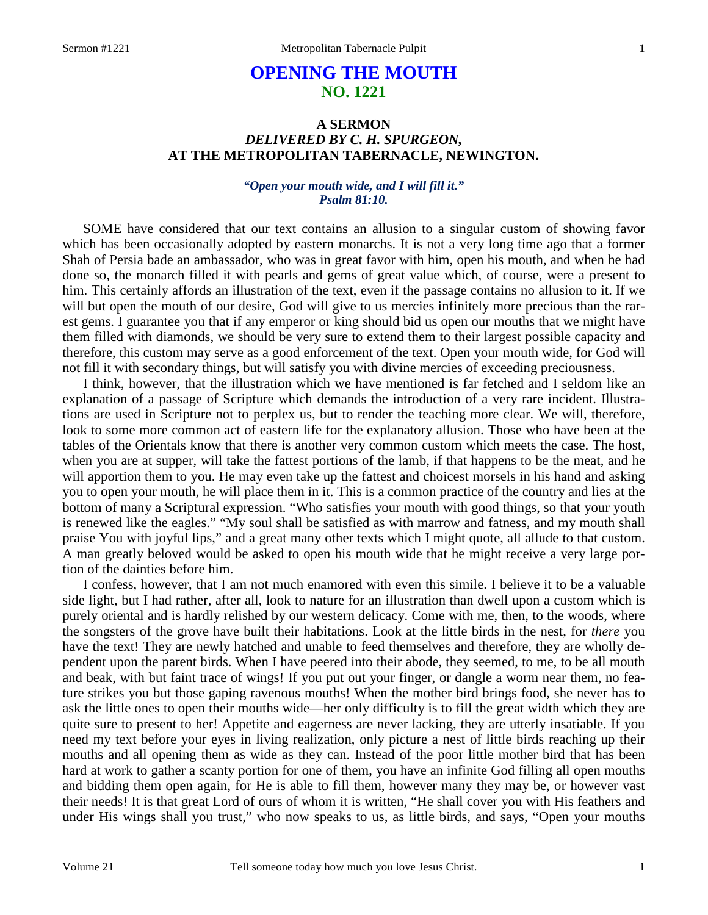# OPENING THE MOUTH
## NO. 1221

### A SERMON
### *DELIVERED BY C. H. SPURGEON,*
### AT THE METROPOLITAN TABERNACLE, NEWINGTON.

***"Open your mouth wide, and I will fill it." Psalm 81:10.***

SOME have considered that our text contains an allusion to a singular custom of showing favor which has been occasionally adopted by eastern monarchs. It is not a very long time ago that a former Shah of Persia bade an ambassador, who was in great favor with him, open his mouth, and when he had done so, the monarch filled it with pearls and gems of great value which, of course, were a present to him. This certainly affords an illustration of the text, even if the passage contains no allusion to it. If we will but open the mouth of our desire, God will give to us mercies infinitely more precious than the rarest gems. I guarantee you that if any emperor or king should bid us open our mouths that we might have them filled with diamonds, we should be very sure to extend them to their largest possible capacity and therefore, this custom may serve as a good enforcement of the text. Open your mouth wide, for God will not fill it with secondary things, but will satisfy you with divine mercies of exceeding preciousness.

I think, however, that the illustration which we have mentioned is far fetched and I seldom like an explanation of a passage of Scripture which demands the introduction of a very rare incident. Illustrations are used in Scripture not to perplex us, but to render the teaching more clear. We will, therefore, look to some more common act of eastern life for the explanatory allusion. Those who have been at the tables of the Orientals know that there is another very common custom which meets the case. The host, when you are at supper, will take the fattest portions of the lamb, if that happens to be the meat, and he will apportion them to you. He may even take up the fattest and choicest morsels in his hand and asking you to open your mouth, he will place them in it. This is a common practice of the country and lies at the bottom of many a Scriptural expression. "Who satisfies your mouth with good things, so that your youth is renewed like the eagles." "My soul shall be satisfied as with marrow and fatness, and my mouth shall praise You with joyful lips," and a great many other texts which I might quote, all allude to that custom. A man greatly beloved would be asked to open his mouth wide that he might receive a very large portion of the dainties before him.

I confess, however, that I am not much enamored with even this simile. I believe it to be a valuable side light, but I had rather, after all, look to nature for an illustration than dwell upon a custom which is purely oriental and is hardly relished by our western delicacy. Come with me, then, to the woods, where the songsters of the grove have built their habitations. Look at the little birds in the nest, for *there* you have the text! They are newly hatched and unable to feed themselves and therefore, they are wholly dependent upon the parent birds. When I have peered into their abode, they seemed, to me, to be all mouth and beak, with but faint trace of wings! If you put out your finger, or dangle a worm near them, no feature strikes you but those gaping ravenous mouths! When the mother bird brings food, she never has to ask the little ones to open their mouths wide—her only difficulty is to fill the great width which they are quite sure to present to her! Appetite and eagerness are never lacking, they are utterly insatiable. If you need my text before your eyes in living realization, only picture a nest of little birds reaching up their mouths and all opening them as wide as they can. Instead of the poor little mother bird that has been hard at work to gather a scanty portion for one of them, you have an infinite God filling all open mouths and bidding them open again, for He is able to fill them, however many they may be, or however vast their needs! It is that great Lord of ours of whom it is written, "He shall cover you with His feathers and under His wings shall you trust," who now speaks to us, as little birds, and says, "Open your mouths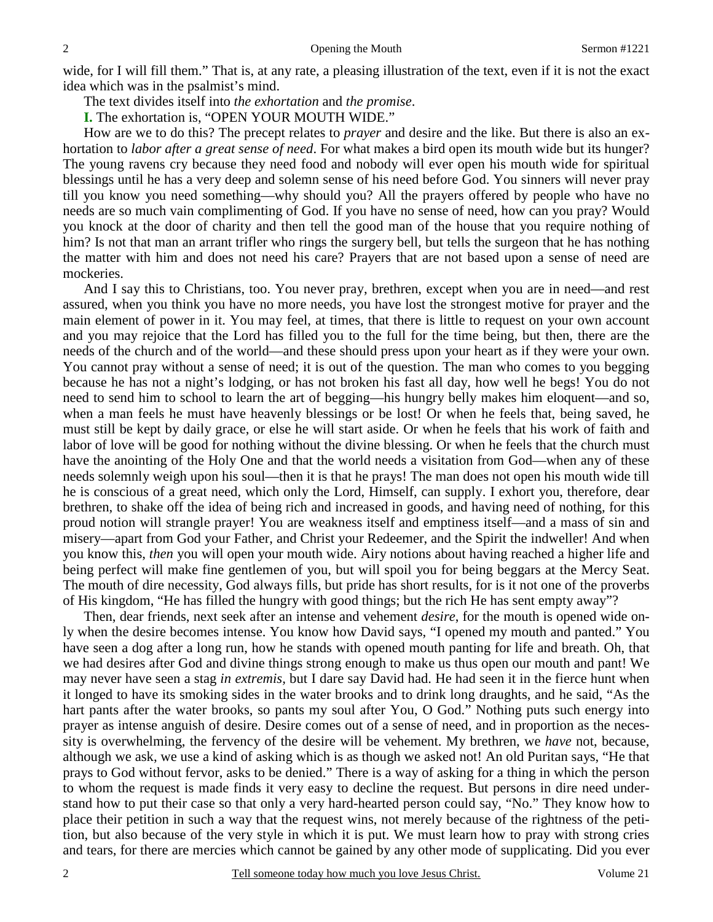wide, for I will fill them." That is, at any rate, a pleasing illustration of the text, even if it is not the exact idea which was in the psalmist's mind.

The text divides itself into *the exhortation* and *the promise*.

**I.** The exhortation is, "OPEN YOUR MOUTH WIDE."

How are we to do this? The precept relates to *prayer* and desire and the like. But there is also an exhortation to *labor after a great sense of need*. For what makes a bird open its mouth wide but its hunger? The young ravens cry because they need food and nobody will ever open his mouth wide for spiritual blessings until he has a very deep and solemn sense of his need before God. You sinners will never pray till you know you need something—why should you? All the prayers offered by people who have no needs are so much vain complimenting of God. If you have no sense of need, how can you pray? Would you knock at the door of charity and then tell the good man of the house that you require nothing of him? Is not that man an arrant trifler who rings the surgery bell, but tells the surgeon that he has nothing the matter with him and does not need his care? Prayers that are not based upon a sense of need are mockeries.

And I say this to Christians, too. You never pray, brethren, except when you are in need—and rest assured, when you think you have no more needs, you have lost the strongest motive for prayer and the main element of power in it. You may feel, at times, that there is little to request on your own account and you may rejoice that the Lord has filled you to the full for the time being, but then, there are the needs of the church and of the world—and these should press upon your heart as if they were your own. You cannot pray without a sense of need; it is out of the question. The man who comes to you begging because he has not a night's lodging, or has not broken his fast all day, how well he begs! You do not need to send him to school to learn the art of begging—his hungry belly makes him eloquent—and so, when a man feels he must have heavenly blessings or be lost! Or when he feels that, being saved, he must still be kept by daily grace, or else he will start aside. Or when he feels that his work of faith and labor of love will be good for nothing without the divine blessing. Or when he feels that the church must have the anointing of the Holy One and that the world needs a visitation from God—when any of these needs solemnly weigh upon his soul—then it is that he prays! The man does not open his mouth wide till he is conscious of a great need, which only the Lord, Himself, can supply. I exhort you, therefore, dear brethren, to shake off the idea of being rich and increased in goods, and having need of nothing, for this proud notion will strangle prayer! You are weakness itself and emptiness itself—and a mass of sin and misery—apart from God your Father, and Christ your Redeemer, and the Spirit the indweller! And when you know this, *then* you will open your mouth wide. Airy notions about having reached a higher life and being perfect will make fine gentlemen of you, but will spoil you for being beggars at the Mercy Seat. The mouth of dire necessity, God always fills, but pride has short results, for is it not one of the proverbs of His kingdom, "He has filled the hungry with good things; but the rich He has sent empty away"?

Then, dear friends, next seek after an intense and vehement *desire*, for the mouth is opened wide only when the desire becomes intense. You know how David says, "I opened my mouth and panted." You have seen a dog after a long run, how he stands with opened mouth panting for life and breath. Oh, that we had desires after God and divine things strong enough to make us thus open our mouth and pant! We may never have seen a stag *in extremis,* but I dare say David had. He had seen it in the fierce hunt when it longed to have its smoking sides in the water brooks and to drink long draughts, and he said, "As the hart pants after the water brooks, so pants my soul after You, O God." Nothing puts such energy into prayer as intense anguish of desire. Desire comes out of a sense of need, and in proportion as the necessity is overwhelming, the fervency of the desire will be vehement. My brethren, we *have* not, because, although we ask, we use a kind of asking which is as though we asked not! An old Puritan says, "He that prays to God without fervor, asks to be denied." There is a way of asking for a thing in which the person to whom the request is made finds it very easy to decline the request. But persons in dire need understand how to put their case so that only a very hard-hearted person could say, "No." They know how to place their petition in such a way that the request wins, not merely because of the rightness of the petition, but also because of the very style in which it is put. We must learn how to pray with strong cries and tears, for there are mercies which cannot be gained by any other mode of supplicating. Did you ever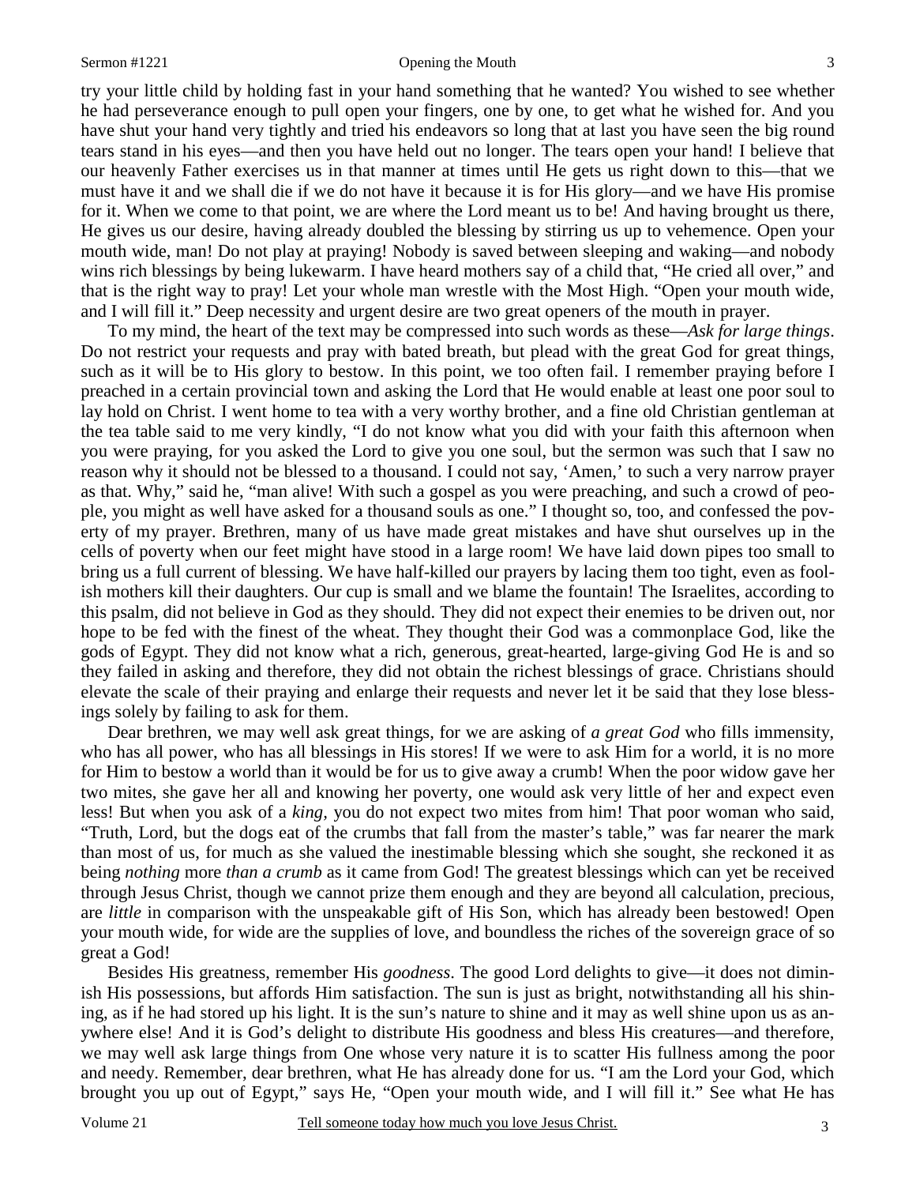try your little child by holding fast in your hand something that he wanted? You wished to see whether he had perseverance enough to pull open your fingers, one by one, to get what he wished for. And you have shut your hand very tightly and tried his endeavors so long that at last you have seen the big round tears stand in his eyes—and then you have held out no longer. The tears open your hand! I believe that our heavenly Father exercises us in that manner at times until He gets us right down to this—that we must have it and we shall die if we do not have it because it is for His glory—and we have His promise for it. When we come to that point, we are where the Lord meant us to be! And having brought us there, He gives us our desire, having already doubled the blessing by stirring us up to vehemence. Open your mouth wide, man! Do not play at praying! Nobody is saved between sleeping and waking—and nobody wins rich blessings by being lukewarm. I have heard mothers say of a child that, "He cried all over," and that is the right way to pray! Let your whole man wrestle with the Most High. "Open your mouth wide, and I will fill it." Deep necessity and urgent desire are two great openers of the mouth in prayer.

To my mind, the heart of the text may be compressed into such words as these—*Ask for large things*. Do not restrict your requests and pray with bated breath, but plead with the great God for great things, such as it will be to His glory to bestow. In this point, we too often fail. I remember praying before I preached in a certain provincial town and asking the Lord that He would enable at least one poor soul to lay hold on Christ. I went home to tea with a very worthy brother, and a fine old Christian gentleman at the tea table said to me very kindly, "I do not know what you did with your faith this afternoon when you were praying, for you asked the Lord to give you one soul, but the sermon was such that I saw no reason why it should not be blessed to a thousand. I could not say, 'Amen,' to such a very narrow prayer as that. Why," said he, "man alive! With such a gospel as you were preaching, and such a crowd of people, you might as well have asked for a thousand souls as one." I thought so, too, and confessed the poverty of my prayer. Brethren, many of us have made great mistakes and have shut ourselves up in the cells of poverty when our feet might have stood in a large room! We have laid down pipes too small to bring us a full current of blessing. We have half-killed our prayers by lacing them too tight, even as foolish mothers kill their daughters. Our cup is small and we blame the fountain! The Israelites, according to this psalm, did not believe in God as they should. They did not expect their enemies to be driven out, nor hope to be fed with the finest of the wheat. They thought their God was a commonplace God, like the gods of Egypt. They did not know what a rich, generous, great-hearted, large-giving God He is and so they failed in asking and therefore, they did not obtain the richest blessings of grace. Christians should elevate the scale of their praying and enlarge their requests and never let it be said that they lose blessings solely by failing to ask for them.

Dear brethren, we may well ask great things, for we are asking of *a great God* who fills immensity, who has all power, who has all blessings in His stores! If we were to ask Him for a world, it is no more for Him to bestow a world than it would be for us to give away a crumb! When the poor widow gave her two mites, she gave her all and knowing her poverty, one would ask very little of her and expect even less! But when you ask of a *king,* you do not expect two mites from him! That poor woman who said, "Truth, Lord, but the dogs eat of the crumbs that fall from the master's table," was far nearer the mark than most of us, for much as she valued the inestimable blessing which she sought, she reckoned it as being *nothing* more *than a crumb* as it came from God! The greatest blessings which can yet be received through Jesus Christ, though we cannot prize them enough and they are beyond all calculation, precious, are *little* in comparison with the unspeakable gift of His Son, which has already been bestowed! Open your mouth wide, for wide are the supplies of love, and boundless the riches of the sovereign grace of so great a God!

Besides His greatness, remember His *goodness*. The good Lord delights to give—it does not diminish His possessions, but affords Him satisfaction. The sun is just as bright, notwithstanding all his shining, as if he had stored up his light. It is the sun's nature to shine and it may as well shine upon us as anywhere else! And it is God's delight to distribute His goodness and bless His creatures—and therefore, we may well ask large things from One whose very nature it is to scatter His fullness among the poor and needy. Remember, dear brethren, what He has already done for us. "I am the Lord your God, which brought you up out of Egypt," says He, "Open your mouth wide, and I will fill it." See what He has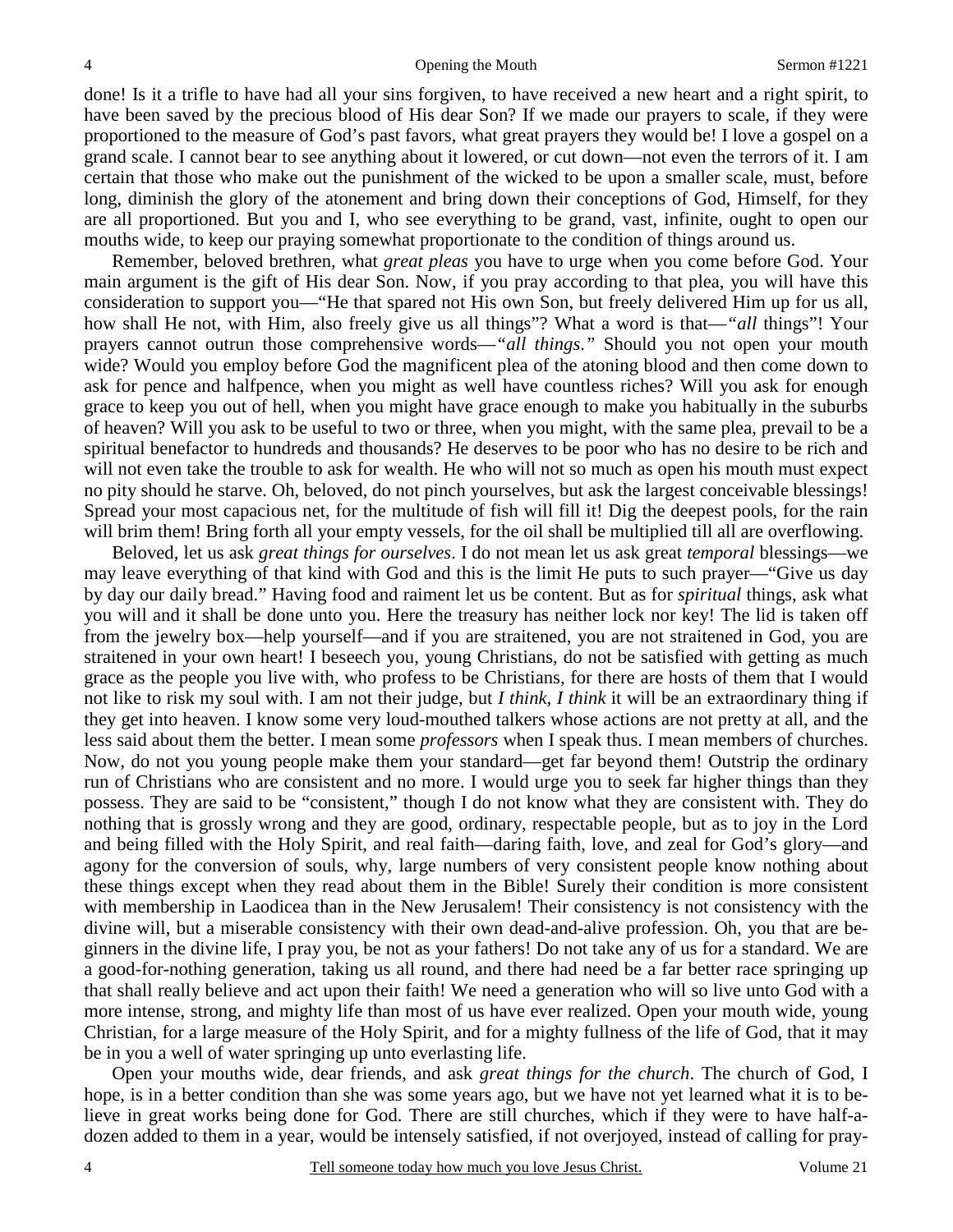done! Is it a trifle to have had all your sins forgiven, to have received a new heart and a right spirit, to have been saved by the precious blood of His dear Son? If we made our prayers to scale, if they were proportioned to the measure of God's past favors, what great prayers they would be! I love a gospel on a grand scale. I cannot bear to see anything about it lowered, or cut down—not even the terrors of it. I am certain that those who make out the punishment of the wicked to be upon a smaller scale, must, before long, diminish the glory of the atonement and bring down their conceptions of God, Himself, for they are all proportioned. But you and I, who see everything to be grand, vast, infinite, ought to open our mouths wide, to keep our praying somewhat proportionate to the condition of things around us.

Remember, beloved brethren, what *great pleas* you have to urge when you come before God. Your main argument is the gift of His dear Son. Now, if you pray according to that plea, you will have this consideration to support you—"He that spared not His own Son, but freely delivered Him up for us all, how shall He not, with Him, also freely give us all things"? What a word is that—*"all* things"! Your prayers cannot outrun those comprehensive words—*"all things*.*"* Should you not open your mouth wide? Would you employ before God the magnificent plea of the atoning blood and then come down to ask for pence and halfpence, when you might as well have countless riches? Will you ask for enough grace to keep you out of hell, when you might have grace enough to make you habitually in the suburbs of heaven? Will you ask to be useful to two or three, when you might, with the same plea, prevail to be a spiritual benefactor to hundreds and thousands? He deserves to be poor who has no desire to be rich and will not even take the trouble to ask for wealth. He who will not so much as open his mouth must expect no pity should he starve. Oh, beloved, do not pinch yourselves, but ask the largest conceivable blessings! Spread your most capacious net, for the multitude of fish will fill it! Dig the deepest pools, for the rain will brim them! Bring forth all your empty vessels, for the oil shall be multiplied till all are overflowing.

Beloved, let us ask *great things for ourselves*. I do not mean let us ask great *temporal* blessings—we may leave everything of that kind with God and this is the limit He puts to such prayer—"Give us day by day our daily bread." Having food and raiment let us be content. But as for *spiritual* things, ask what you will and it shall be done unto you. Here the treasury has neither lock nor key! The lid is taken off from the jewelry box—help yourself—and if you are straitened, you are not straitened in God, you are straitened in your own heart! I beseech you, young Christians, do not be satisfied with getting as much grace as the people you live with, who profess to be Christians, for there are hosts of them that I would not like to risk my soul with. I am not their judge, but *I think, I think* it will be an extraordinary thing if they get into heaven. I know some very loud-mouthed talkers whose actions are not pretty at all, and the less said about them the better. I mean some *professors* when I speak thus. I mean members of churches. Now, do not you young people make them your standard—get far beyond them! Outstrip the ordinary run of Christians who are consistent and no more. I would urge you to seek far higher things than they possess. They are said to be "consistent," though I do not know what they are consistent with. They do nothing that is grossly wrong and they are good, ordinary, respectable people, but as to joy in the Lord and being filled with the Holy Spirit, and real faith—daring faith, love, and zeal for God's glory—and agony for the conversion of souls, why, large numbers of very consistent people know nothing about these things except when they read about them in the Bible! Surely their condition is more consistent with membership in Laodicea than in the New Jerusalem! Their consistency is not consistency with the divine will, but a miserable consistency with their own dead-and-alive profession. Oh, you that are beginners in the divine life, I pray you, be not as your fathers! Do not take any of us for a standard. We are a good-for-nothing generation, taking us all round, and there had need be a far better race springing up that shall really believe and act upon their faith! We need a generation who will so live unto God with a more intense, strong, and mighty life than most of us have ever realized. Open your mouth wide, young Christian, for a large measure of the Holy Spirit, and for a mighty fullness of the life of God, that it may be in you a well of water springing up unto everlasting life.

Open your mouths wide, dear friends, and ask *great things for the church*. The church of God, I hope, is in a better condition than she was some years ago, but we have not yet learned what it is to believe in great works being done for God. There are still churches, which if they were to have half-a-dozen added to them in a year, would be intensely satisfied, if not overjoyed, instead of calling for pray-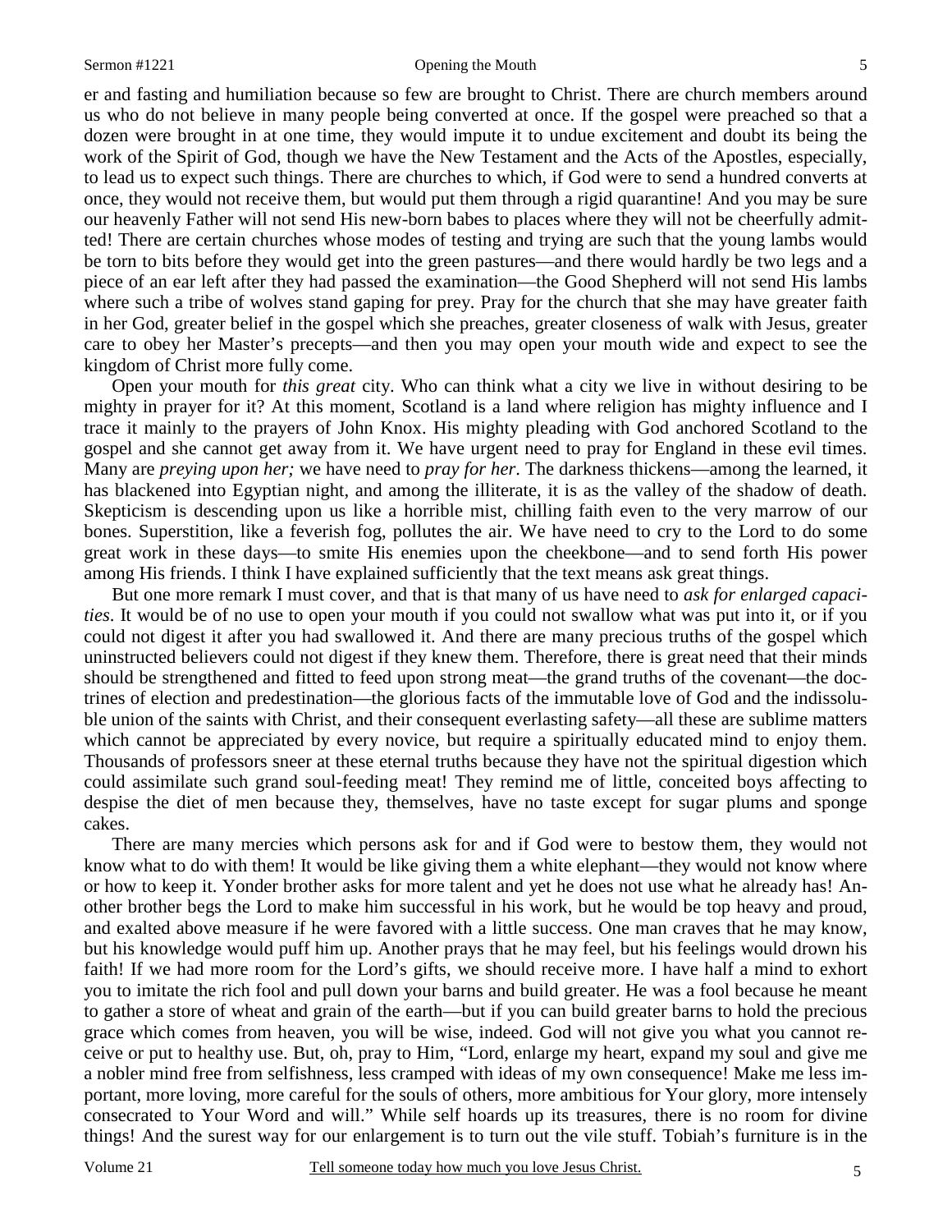er and fasting and humiliation because so few are brought to Christ. There are church members around us who do not believe in many people being converted at once. If the gospel were preached so that a dozen were brought in at one time, they would impute it to undue excitement and doubt its being the work of the Spirit of God, though we have the New Testament and the Acts of the Apostles, especially, to lead us to expect such things. There are churches to which, if God were to send a hundred converts at once, they would not receive them, but would put them through a rigid quarantine! And you may be sure our heavenly Father will not send His new-born babes to places where they will not be cheerfully admitted! There are certain churches whose modes of testing and trying are such that the young lambs would be torn to bits before they would get into the green pastures—and there would hardly be two legs and a piece of an ear left after they had passed the examination—the Good Shepherd will not send His lambs where such a tribe of wolves stand gaping for prey. Pray for the church that she may have greater faith in her God, greater belief in the gospel which she preaches, greater closeness of walk with Jesus, greater care to obey her Master's precepts—and then you may open your mouth wide and expect to see the kingdom of Christ more fully come.

Open your mouth for *this great* city. Who can think what a city we live in without desiring to be mighty in prayer for it? At this moment, Scotland is a land where religion has mighty influence and I trace it mainly to the prayers of John Knox. His mighty pleading with God anchored Scotland to the gospel and she cannot get away from it. We have urgent need to pray for England in these evil times. Many are *preying upon her;* we have need to *pray for her*. The darkness thickens—among the learned, it has blackened into Egyptian night, and among the illiterate, it is as the valley of the shadow of death. Skepticism is descending upon us like a horrible mist, chilling faith even to the very marrow of our bones. Superstition, like a feverish fog, pollutes the air. We have need to cry to the Lord to do some great work in these days—to smite His enemies upon the cheekbone—and to send forth His power among His friends. I think I have explained sufficiently that the text means ask great things.

But one more remark I must cover, and that is that many of us have need to *ask for enlarged capacities*. It would be of no use to open your mouth if you could not swallow what was put into it, or if you could not digest it after you had swallowed it. And there are many precious truths of the gospel which uninstructed believers could not digest if they knew them. Therefore, there is great need that their minds should be strengthened and fitted to feed upon strong meat—the grand truths of the covenant—the doctrines of election and predestination—the glorious facts of the immutable love of God and the indissoluble union of the saints with Christ, and their consequent everlasting safety—all these are sublime matters which cannot be appreciated by every novice, but require a spiritually educated mind to enjoy them. Thousands of professors sneer at these eternal truths because they have not the spiritual digestion which could assimilate such grand soul-feeding meat! They remind me of little, conceited boys affecting to despise the diet of men because they, themselves, have no taste except for sugar plums and sponge cakes.

There are many mercies which persons ask for and if God were to bestow them, they would not know what to do with them! It would be like giving them a white elephant—they would not know where or how to keep it. Yonder brother asks for more talent and yet he does not use what he already has! Another brother begs the Lord to make him successful in his work, but he would be top heavy and proud, and exalted above measure if he were favored with a little success. One man craves that he may know, but his knowledge would puff him up. Another prays that he may feel, but his feelings would drown his faith! If we had more room for the Lord's gifts, we should receive more. I have half a mind to exhort you to imitate the rich fool and pull down your barns and build greater. He was a fool because he meant to gather a store of wheat and grain of the earth—but if you can build greater barns to hold the precious grace which comes from heaven, you will be wise, indeed. God will not give you what you cannot receive or put to healthy use. But, oh, pray to Him, "Lord, enlarge my heart, expand my soul and give me a nobler mind free from selfishness, less cramped with ideas of my own consequence! Make me less important, more loving, more careful for the souls of others, more ambitious for Your glory, more intensely consecrated to Your Word and will." While self hoards up its treasures, there is no room for divine things! And the surest way for our enlargement is to turn out the vile stuff. Tobiah's furniture is in the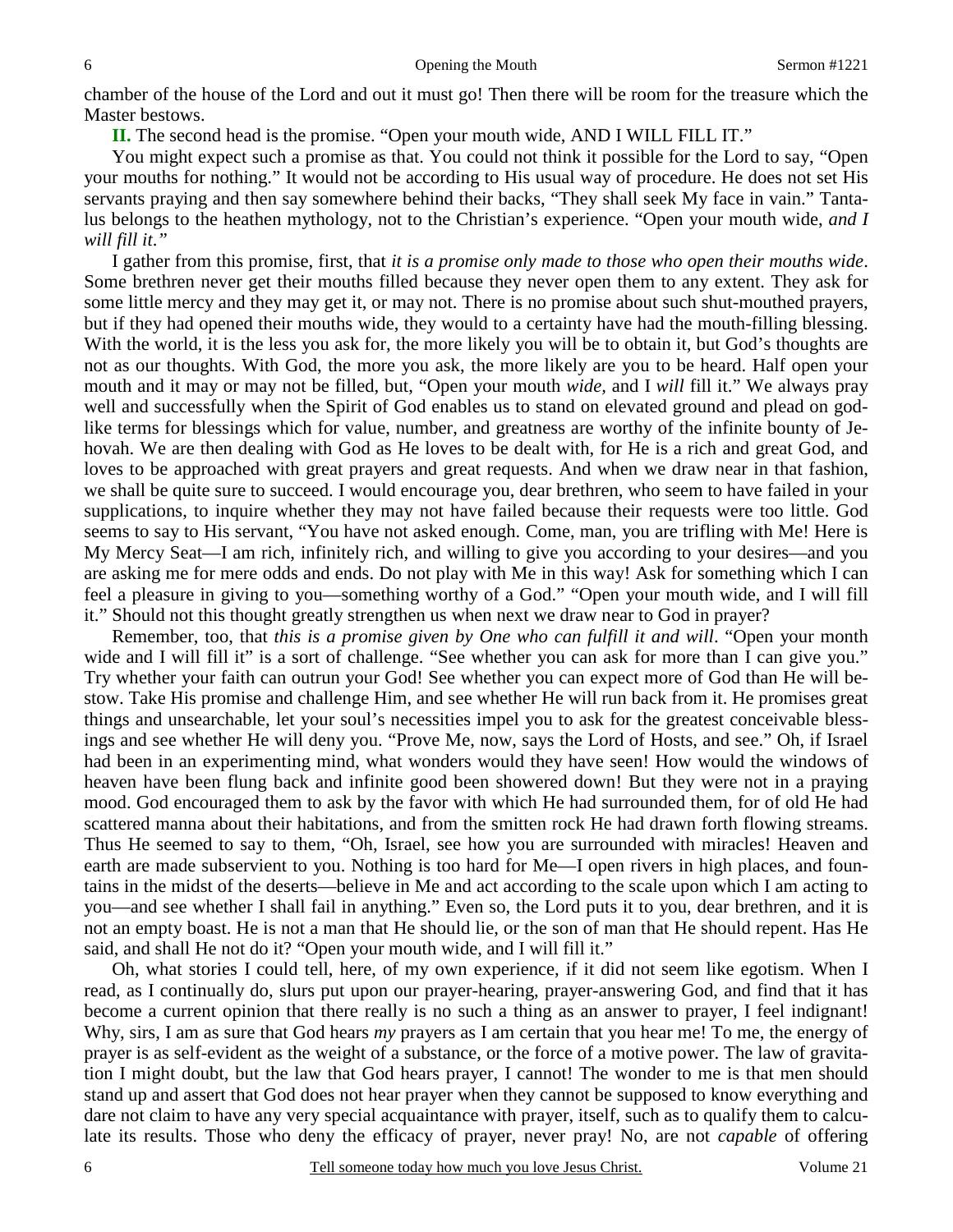chamber of the house of the Lord and out it must go! Then there will be room for the treasure which the Master bestows.

**II.** The second head is the promise. "Open your mouth wide, AND I WILL FILL IT."

You might expect such a promise as that. You could not think it possible for the Lord to say, "Open your mouths for nothing." It would not be according to His usual way of procedure. He does not set His servants praying and then say somewhere behind their backs, "They shall seek My face in vain." Tantalus belongs to the heathen mythology, not to the Christian's experience. "Open your mouth wide, *and I will fill it."*

I gather from this promise, first, that *it is a promise only made to those who open their mouths wide*. Some brethren never get their mouths filled because they never open them to any extent. They ask for some little mercy and they may get it, or may not. There is no promise about such shut-mouthed prayers, but if they had opened their mouths wide, they would to a certainty have had the mouth-filling blessing. With the world, it is the less you ask for, the more likely you will be to obtain it, but God's thoughts are not as our thoughts. With God, the more you ask, the more likely are you to be heard. Half open your mouth and it may or may not be filled, but, "Open your mouth *wide,* and I *will* fill it." We always pray well and successfully when the Spirit of God enables us to stand on elevated ground and plead on godlike terms for blessings which for value, number, and greatness are worthy of the infinite bounty of Jehovah. We are then dealing with God as He loves to be dealt with, for He is a rich and great God, and loves to be approached with great prayers and great requests. And when we draw near in that fashion, we shall be quite sure to succeed. I would encourage you, dear brethren, who seem to have failed in your supplications, to inquire whether they may not have failed because their requests were too little. God seems to say to His servant, "You have not asked enough. Come, man, you are trifling with Me! Here is My Mercy Seat—I am rich, infinitely rich, and willing to give you according to your desires—and you are asking me for mere odds and ends. Do not play with Me in this way! Ask for something which I can feel a pleasure in giving to you—something worthy of a God." "Open your mouth wide, and I will fill it." Should not this thought greatly strengthen us when next we draw near to God in prayer?

Remember, too, that *this is a promise given by One who can fulfill it and will*. "Open your month wide and I will fill it" is a sort of challenge. "See whether you can ask for more than I can give you." Try whether your faith can outrun your God! See whether you can expect more of God than He will bestow. Take His promise and challenge Him, and see whether He will run back from it. He promises great things and unsearchable, let your soul's necessities impel you to ask for the greatest conceivable blessings and see whether He will deny you. "Prove Me, now, says the Lord of Hosts, and see." Oh, if Israel had been in an experimenting mind, what wonders would they have seen! How would the windows of heaven have been flung back and infinite good been showered down! But they were not in a praying mood. God encouraged them to ask by the favor with which He had surrounded them, for of old He had scattered manna about their habitations, and from the smitten rock He had drawn forth flowing streams. Thus He seemed to say to them, "Oh, Israel, see how you are surrounded with miracles! Heaven and earth are made subservient to you. Nothing is too hard for Me—I open rivers in high places, and fountains in the midst of the deserts—believe in Me and act according to the scale upon which I am acting to you—and see whether I shall fail in anything." Even so, the Lord puts it to you, dear brethren, and it is not an empty boast. He is not a man that He should lie, or the son of man that He should repent. Has He said, and shall He not do it? "Open your mouth wide, and I will fill it."

Oh, what stories I could tell, here, of my own experience, if it did not seem like egotism. When I read, as I continually do, slurs put upon our prayer-hearing, prayer-answering God, and find that it has become a current opinion that there really is no such a thing as an answer to prayer, I feel indignant! Why, sirs, I am as sure that God hears *my* prayers as I am certain that you hear me! To me, the energy of prayer is as self-evident as the weight of a substance, or the force of a motive power. The law of gravitation I might doubt, but the law that God hears prayer, I cannot! The wonder to me is that men should stand up and assert that God does not hear prayer when they cannot be supposed to know everything and dare not claim to have any very special acquaintance with prayer, itself, such as to qualify them to calculate its results. Those who deny the efficacy of prayer, never pray! No, are not *capable* of offering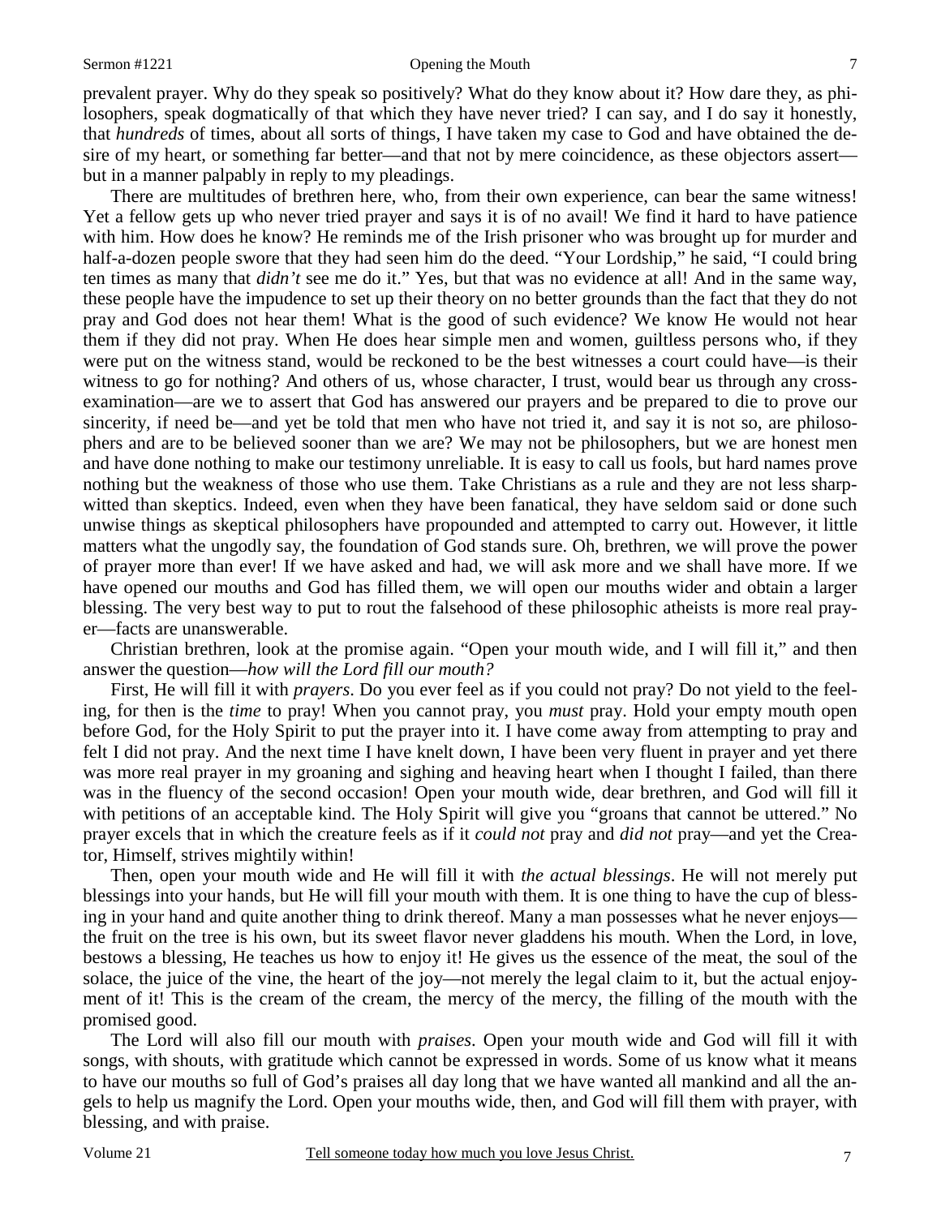prevalent prayer. Why do they speak so positively? What do they know about it? How dare they, as philosophers, speak dogmatically of that which they have never tried? I can say, and I do say it honestly, that *hundreds* of times, about all sorts of things, I have taken my case to God and have obtained the desire of my heart, or something far better—and that not by mere coincidence, as these objectors assert—but in a manner palpably in reply to my pleadings.

There are multitudes of brethren here, who, from their own experience, can bear the same witness! Yet a fellow gets up who never tried prayer and says it is of no avail! We find it hard to have patience with him. How does he know? He reminds me of the Irish prisoner who was brought up for murder and half-a-dozen people swore that they had seen him do the deed. "Your Lordship," he said, "I could bring ten times as many that *didn't* see me do it." Yes, but that was no evidence at all! And in the same way, these people have the impudence to set up their theory on no better grounds than the fact that they do not pray and God does not hear them! What is the good of such evidence? We know He would not hear them if they did not pray. When He does hear simple men and women, guiltless persons who, if they were put on the witness stand, would be reckoned to be the best witnesses a court could have—is their witness to go for nothing? And others of us, whose character, I trust, would bear us through any cross-examination—are we to assert that God has answered our prayers and be prepared to die to prove our sincerity, if need be—and yet be told that men who have not tried it, and say it is not so, are philosophers and are to be believed sooner than we are? We may not be philosophers, but we are honest men and have done nothing to make our testimony unreliable. It is easy to call us fools, but hard names prove nothing but the weakness of those who use them. Take Christians as a rule and they are not less sharp-witted than skeptics. Indeed, even when they have been fanatical, they have seldom said or done such unwise things as skeptical philosophers have propounded and attempted to carry out. However, it little matters what the ungodly say, the foundation of God stands sure. Oh, brethren, we will prove the power of prayer more than ever! If we have asked and had, we will ask more and we shall have more. If we have opened our mouths and God has filled them, we will open our mouths wider and obtain a larger blessing. The very best way to put to rout the falsehood of these philosophic atheists is more real prayer—facts are unanswerable.

Christian brethren, look at the promise again. "Open your mouth wide, and I will fill it," and then answer the question—*how will the Lord fill our mouth?*

First, He will fill it with *prayers*. Do you ever feel as if you could not pray? Do not yield to the feeling, for then is the *time* to pray! When you cannot pray, you *must* pray. Hold your empty mouth open before God, for the Holy Spirit to put the prayer into it. I have come away from attempting to pray and felt I did not pray. And the next time I have knelt down, I have been very fluent in prayer and yet there was more real prayer in my groaning and sighing and heaving heart when I thought I failed, than there was in the fluency of the second occasion! Open your mouth wide, dear brethren, and God will fill it with petitions of an acceptable kind. The Holy Spirit will give you "groans that cannot be uttered." No prayer excels that in which the creature feels as if it *could not* pray and *did not* pray—and yet the Creator, Himself, strives mightily within!

Then, open your mouth wide and He will fill it with *the actual blessings*. He will not merely put blessings into your hands, but He will fill your mouth with them. It is one thing to have the cup of blessing in your hand and quite another thing to drink thereof. Many a man possesses what he never enjoys—the fruit on the tree is his own, but its sweet flavor never gladdens his mouth. When the Lord, in love, bestows a blessing, He teaches us how to enjoy it! He gives us the essence of the meat, the soul of the solace, the juice of the vine, the heart of the joy—not merely the legal claim to it, but the actual enjoyment of it! This is the cream of the cream, the mercy of the mercy, the filling of the mouth with the promised good.

The Lord will also fill our mouth with *praises*. Open your mouth wide and God will fill it with songs, with shouts, with gratitude which cannot be expressed in words. Some of us know what it means to have our mouths so full of God's praises all day long that we have wanted all mankind and all the angels to help us magnify the Lord. Open your mouths wide, then, and God will fill them with prayer, with blessing, and with praise.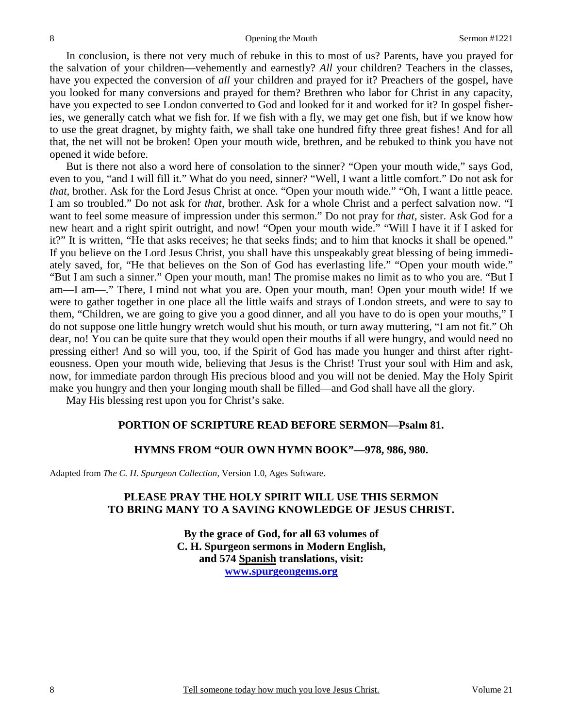In conclusion, is there not very much of rebuke in this to most of us? Parents, have you prayed for the salvation of your children—vehemently and earnestly? *All* your children? Teachers in the classes, have you expected the conversion of *all* your children and prayed for it? Preachers of the gospel, have you looked for many conversions and prayed for them? Brethren who labor for Christ in any capacity, have you expected to see London converted to God and looked for it and worked for it? In gospel fisheries, we generally catch what we fish for. If we fish with a fly, we may get one fish, but if we know how to use the great dragnet, by mighty faith, we shall take one hundred fifty three great fishes! And for all that, the net will not be broken! Open your mouth wide, brethren, and be rebuked to think you have not opened it wide before.

But is there not also a word here of consolation to the sinner? "Open your mouth wide," says God, even to you, "and I will fill it." What do you need, sinner? "Well, I want a little comfort." Do not ask for *that,* brother. Ask for the Lord Jesus Christ at once. "Open your mouth wide." "Oh, I want a little peace. I am so troubled." Do not ask for *that,* brother. Ask for a whole Christ and a perfect salvation now. "I want to feel some measure of impression under this sermon." Do not pray for *that,* sister. Ask God for a new heart and a right spirit outright, and now! "Open your mouth wide." "Will I have it if I asked for it?" It is written, "He that asks receives; he that seeks finds; and to him that knocks it shall be opened." If you believe on the Lord Jesus Christ, you shall have this unspeakably great blessing of being immediately saved, for, "He that believes on the Son of God has everlasting life." "Open your mouth wide." "But I am such a sinner." Open your mouth, man! The promise makes no limit as to who you are. "But I am—I am—." There, I mind not what you are. Open your mouth, man! Open your mouth wide! If we were to gather together in one place all the little waifs and strays of London streets, and were to say to them, "Children, we are going to give you a good dinner, and all you have to do is open your mouths," I do not suppose one little hungry wretch would shut his mouth, or turn away muttering, "I am not fit." Oh dear, no! You can be quite sure that they would open their mouths if all were hungry, and would need no pressing either! And so will you, too, if the Spirit of God has made you hunger and thirst after righteousness. Open your mouth wide, believing that Jesus is the Christ! Trust your soul with Him and ask, now, for immediate pardon through His precious blood and you will not be denied. May the Holy Spirit make you hungry and then your longing mouth shall be filled—and God shall have all the glory.

May His blessing rest upon you for Christ's sake.

**PORTION OF SCRIPTURE READ BEFORE SERMON—Psalm 81.**

**HYMNS FROM "OUR OWN HYMN BOOK"—978, 986, 980.**

Adapted from *The C. H. Spurgeon Collection*, Version 1.0, Ages Software.

**PLEASE PRAY THE HOLY SPIRIT WILL USE THIS SERMON TO BRING MANY TO A SAVING KNOWLEDGE OF JESUS CHRIST.**

**By the grace of God, for all 63 volumes of C. H. Spurgeon sermons in Modern English, and 574 Spanish translations, visit: www.spurgeongems.org**